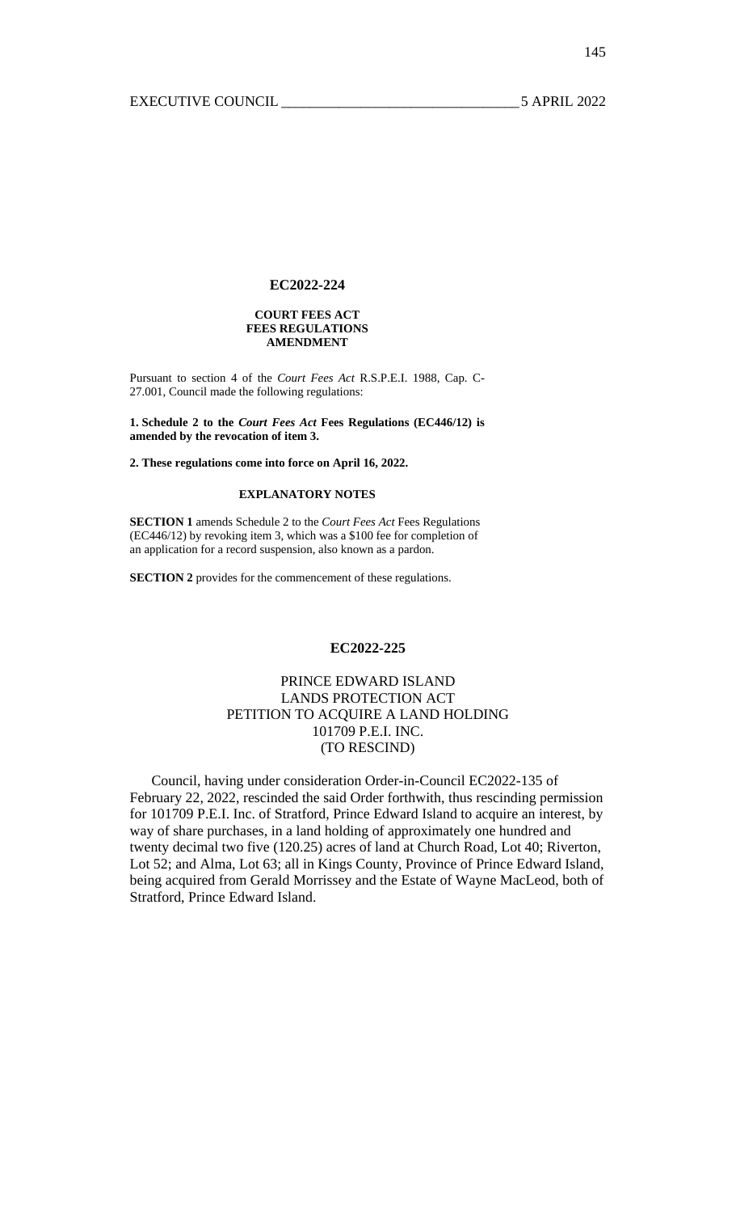## EC2022-224

### COURT FEES ACT
### FEES REGULATIONS
### AMENDMENT

Pursuant to section 4 of the *Court Fees Act* R.S.P.E.I. 1988, Cap. C-27.001, Council made the following regulations:

**1. Schedule 2 to the *Court Fees Act* Fees Regulations (EC446/12) is amended by the revocation of item 3.**

**2. These regulations come into force on April 16, 2022.**

#### EXPLANATORY NOTES

**SECTION 1** amends Schedule 2 to the *Court Fees Act* Fees Regulations (EC446/12) by revoking item 3, which was a $100 fee for completion of an application for a record suspension, also known as a pardon.

**SECTION 2** provides for the commencement of these regulations.

## EC2022-225

### PRINCE EDWARD ISLAND
### LANDS PROTECTION ACT
### PETITION TO ACQUIRE A LAND HOLDING
### 101709 P.E.I. INC.
### (TO RESCIND)

Council, having under consideration Order-in-Council EC2022-135 of February 22, 2022, rescinded the said Order forthwith, thus rescinding permission for 101709 P.E.I. Inc. of Stratford, Prince Edward Island to acquire an interest, by way of share purchases, in a land holding of approximately one hundred and twenty decimal two five (120.25) acres of land at Church Road, Lot 40; Riverton, Lot 52; and Alma, Lot 63; all in Kings County, Province of Prince Edward Island, being acquired from Gerald Morrissey and the Estate of Wayne MacLeod, both of Stratford, Prince Edward Island.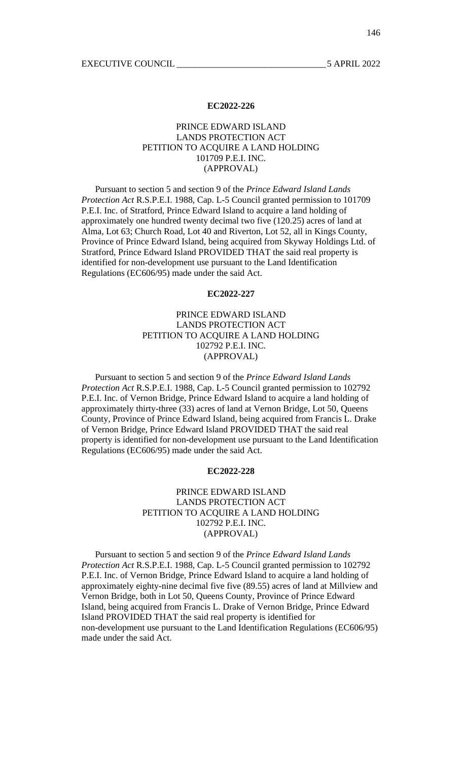**EC2022-226**

PRINCE EDWARD ISLAND
LANDS PROTECTION ACT
PETITION TO ACQUIRE A LAND HOLDING
101709 P.E.I. INC.
(APPROVAL)

Pursuant to section 5 and section 9 of the *Prince Edward Island Lands Protection Act* R.S.P.E.I. 1988, Cap. L-5 Council granted permission to 101709 P.E.I. Inc. of Stratford, Prince Edward Island to acquire a land holding of approximately one hundred twenty decimal two five (120.25) acres of land at Alma, Lot 63; Church Road, Lot 40 and Riverton, Lot 52, all in Kings County, Province of Prince Edward Island, being acquired from Skyway Holdings Ltd. of Stratford, Prince Edward Island PROVIDED THAT the said real property is identified for non-development use pursuant to the Land Identification Regulations (EC606/95) made under the said Act.

**EC2022-227**

PRINCE EDWARD ISLAND
LANDS PROTECTION ACT
PETITION TO ACQUIRE A LAND HOLDING
102792 P.E.I. INC.
(APPROVAL)

Pursuant to section 5 and section 9 of the *Prince Edward Island Lands Protection Act* R.S.P.E.I. 1988, Cap. L-5 Council granted permission to 102792 P.E.I. Inc. of Vernon Bridge, Prince Edward Island to acquire a land holding of approximately thirty-three (33) acres of land at Vernon Bridge, Lot 50, Queens County, Province of Prince Edward Island, being acquired from Francis L. Drake of Vernon Bridge, Prince Edward Island PROVIDED THAT the said real property is identified for non-development use pursuant to the Land Identification Regulations (EC606/95) made under the said Act.

**EC2022-228**

PRINCE EDWARD ISLAND
LANDS PROTECTION ACT
PETITION TO ACQUIRE A LAND HOLDING
102792 P.E.I. INC.
(APPROVAL)

Pursuant to section 5 and section 9 of the *Prince Edward Island Lands Protection Act* R.S.P.E.I. 1988, Cap. L-5 Council granted permission to 102792 P.E.I. Inc. of Vernon Bridge, Prince Edward Island to acquire a land holding of approximately eighty-nine decimal five five (89.55) acres of land at Millview and Vernon Bridge, both in Lot 50, Queens County, Province of Prince Edward Island, being acquired from Francis L. Drake of Vernon Bridge, Prince Edward Island PROVIDED THAT the said real property is identified for non-development use pursuant to the Land Identification Regulations (EC606/95) made under the said Act.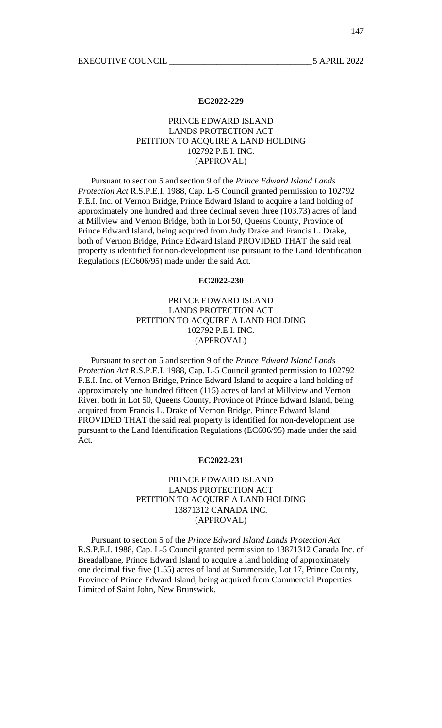**EC2022-229**

PRINCE EDWARD ISLAND
LANDS PROTECTION ACT
PETITION TO ACQUIRE A LAND HOLDING
102792 P.E.I. INC.
(APPROVAL)

Pursuant to section 5 and section 9 of the *Prince Edward Island Lands Protection Act* R.S.P.E.I. 1988, Cap. L-5 Council granted permission to 102792 P.E.I. Inc. of Vernon Bridge, Prince Edward Island to acquire a land holding of approximately one hundred and three decimal seven three (103.73) acres of land at Millview and Vernon Bridge, both in Lot 50, Queens County, Province of Prince Edward Island, being acquired from Judy Drake and Francis L. Drake, both of Vernon Bridge, Prince Edward Island PROVIDED THAT the said real property is identified for non-development use pursuant to the Land Identification Regulations (EC606/95) made under the said Act.

**EC2022-230**

PRINCE EDWARD ISLAND
LANDS PROTECTION ACT
PETITION TO ACQUIRE A LAND HOLDING
102792 P.E.I. INC.
(APPROVAL)

Pursuant to section 5 and section 9 of the *Prince Edward Island Lands Protection Act* R.S.P.E.I. 1988, Cap. L-5 Council granted permission to 102792 P.E.I. Inc. of Vernon Bridge, Prince Edward Island to acquire a land holding of approximately one hundred fifteen (115) acres of land at Millview and Vernon River, both in Lot 50, Queens County, Province of Prince Edward Island, being acquired from Francis L. Drake of Vernon Bridge, Prince Edward Island PROVIDED THAT the said real property is identified for non-development use pursuant to the Land Identification Regulations (EC606/95) made under the said Act.

**EC2022-231**

PRINCE EDWARD ISLAND
LANDS PROTECTION ACT
PETITION TO ACQUIRE A LAND HOLDING
13871312 CANADA INC.
(APPROVAL)

Pursuant to section 5 of the *Prince Edward Island Lands Protection Act* R.S.P.E.I. 1988, Cap. L-5 Council granted permission to 13871312 Canada Inc. of Breadalbane, Prince Edward Island to acquire a land holding of approximately one decimal five five (1.55) acres of land at Summerside, Lot 17, Prince County, Province of Prince Edward Island, being acquired from Commercial Properties Limited of Saint John, New Brunswick.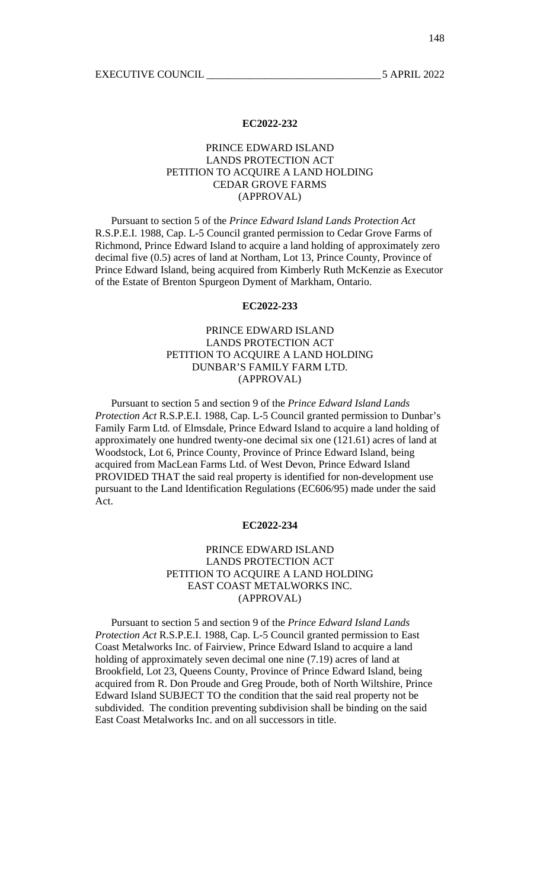**EC2022-232**

PRINCE EDWARD ISLAND
LANDS PROTECTION ACT
PETITION TO ACQUIRE A LAND HOLDING
CEDAR GROVE FARMS
(APPROVAL)

Pursuant to section 5 of the *Prince Edward Island Lands Protection Act* R.S.P.E.I. 1988, Cap. L-5 Council granted permission to Cedar Grove Farms of Richmond, Prince Edward Island to acquire a land holding of approximately zero decimal five (0.5) acres of land at Northam, Lot 13, Prince County, Province of Prince Edward Island, being acquired from Kimberly Ruth McKenzie as Executor of the Estate of Brenton Spurgeon Dyment of Markham, Ontario.

**EC2022-233**

PRINCE EDWARD ISLAND
LANDS PROTECTION ACT
PETITION TO ACQUIRE A LAND HOLDING
DUNBAR'S FAMILY FARM LTD.
(APPROVAL)

Pursuant to section 5 and section 9 of the *Prince Edward Island Lands Protection Act* R.S.P.E.I. 1988, Cap. L-5 Council granted permission to Dunbar's Family Farm Ltd. of Elmsdale, Prince Edward Island to acquire a land holding of approximately one hundred twenty-one decimal six one (121.61) acres of land at Woodstock, Lot 6, Prince County, Province of Prince Edward Island, being acquired from MacLean Farms Ltd. of West Devon, Prince Edward Island PROVIDED THAT the said real property is identified for non-development use pursuant to the Land Identification Regulations (EC606/95) made under the said Act.

**EC2022-234**

PRINCE EDWARD ISLAND
LANDS PROTECTION ACT
PETITION TO ACQUIRE A LAND HOLDING
EAST COAST METALWORKS INC.
(APPROVAL)

Pursuant to section 5 and section 9 of the *Prince Edward Island Lands Protection Act* R.S.P.E.I. 1988, Cap. L-5 Council granted permission to East Coast Metalworks Inc. of Fairview, Prince Edward Island to acquire a land holding of approximately seven decimal one nine (7.19) acres of land at Brookfield, Lot 23, Queens County, Province of Prince Edward Island, being acquired from R. Don Proude and Greg Proude, both of North Wiltshire, Prince Edward Island SUBJECT TO the condition that the said real property not be subdivided. The condition preventing subdivision shall be binding on the said East Coast Metalworks Inc. and on all successors in title.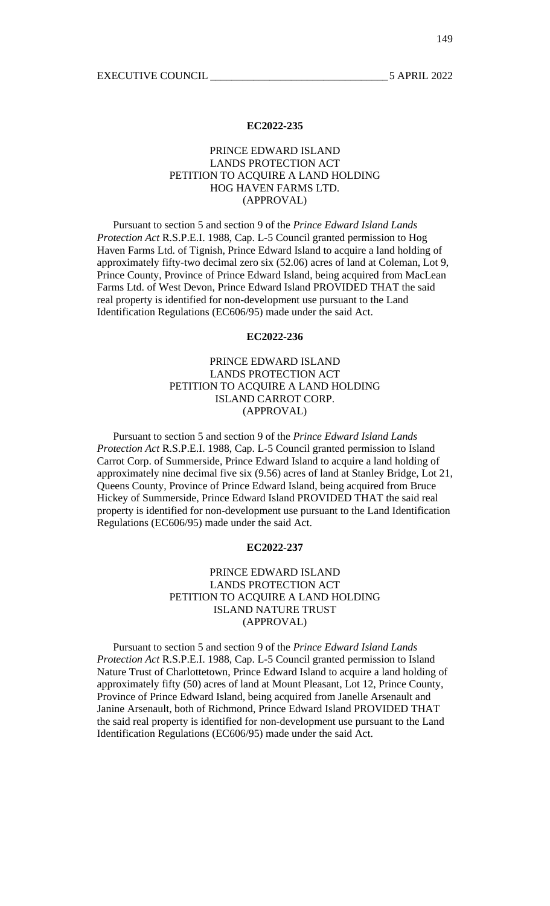**EC2022-235**

PRINCE EDWARD ISLAND
LANDS PROTECTION ACT
PETITION TO ACQUIRE A LAND HOLDING
HOG HAVEN FARMS LTD.
(APPROVAL)

Pursuant to section 5 and section 9 of the *Prince Edward Island Lands Protection Act* R.S.P.E.I. 1988, Cap. L-5 Council granted permission to Hog Haven Farms Ltd. of Tignish, Prince Edward Island to acquire a land holding of approximately fifty-two decimal zero six (52.06) acres of land at Coleman, Lot 9, Prince County, Province of Prince Edward Island, being acquired from MacLean Farms Ltd. of West Devon, Prince Edward Island PROVIDED THAT the said real property is identified for non-development use pursuant to the Land Identification Regulations (EC606/95) made under the said Act.

**EC2022-236**

PRINCE EDWARD ISLAND
LANDS PROTECTION ACT
PETITION TO ACQUIRE A LAND HOLDING
ISLAND CARROT CORP.
(APPROVAL)

Pursuant to section 5 and section 9 of the *Prince Edward Island Lands Protection Act* R.S.P.E.I. 1988, Cap. L-5 Council granted permission to Island Carrot Corp. of Summerside, Prince Edward Island to acquire a land holding of approximately nine decimal five six (9.56) acres of land at Stanley Bridge, Lot 21, Queens County, Province of Prince Edward Island, being acquired from Bruce Hickey of Summerside, Prince Edward Island PROVIDED THAT the said real property is identified for non-development use pursuant to the Land Identification Regulations (EC606/95) made under the said Act.

**EC2022-237**

PRINCE EDWARD ISLAND
LANDS PROTECTION ACT
PETITION TO ACQUIRE A LAND HOLDING
ISLAND NATURE TRUST
(APPROVAL)

Pursuant to section 5 and section 9 of the *Prince Edward Island Lands Protection Act* R.S.P.E.I. 1988, Cap. L-5 Council granted permission to Island Nature Trust of Charlottetown, Prince Edward Island to acquire a land holding of approximately fifty (50) acres of land at Mount Pleasant, Lot 12, Prince County, Province of Prince Edward Island, being acquired from Janelle Arsenault and Janine Arsenault, both of Richmond, Prince Edward Island PROVIDED THAT the said real property is identified for non-development use pursuant to the Land Identification Regulations (EC606/95) made under the said Act.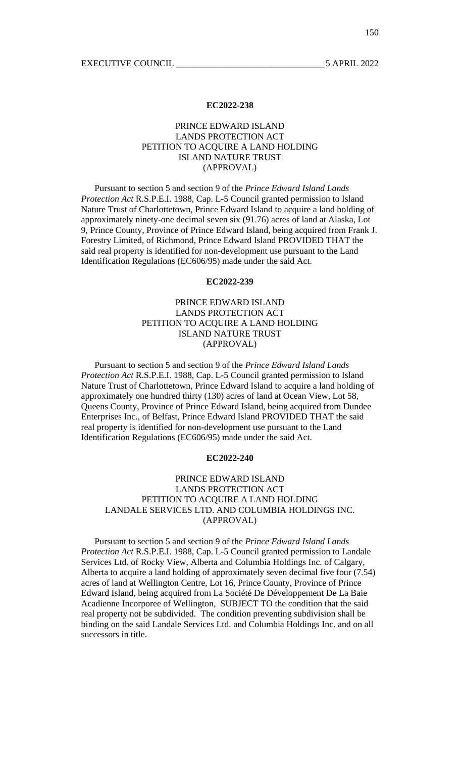**EC2022-238**

PRINCE EDWARD ISLAND
LANDS PROTECTION ACT
PETITION TO ACQUIRE A LAND HOLDING
ISLAND NATURE TRUST
(APPROVAL)

Pursuant to section 5 and section 9 of the *Prince Edward Island Lands Protection Act* R.S.P.E.I. 1988, Cap. L-5 Council granted permission to Island Nature Trust of Charlottetown, Prince Edward Island to acquire a land holding of approximately ninety-one decimal seven six (91.76) acres of land at Alaska, Lot 9, Prince County, Province of Prince Edward Island, being acquired from Frank J. Forestry Limited, of Richmond, Prince Edward Island PROVIDED THAT the said real property is identified for non-development use pursuant to the Land Identification Regulations (EC606/95) made under the said Act.

**EC2022-239**

PRINCE EDWARD ISLAND
LANDS PROTECTION ACT
PETITION TO ACQUIRE A LAND HOLDING
ISLAND NATURE TRUST
(APPROVAL)

Pursuant to section 5 and section 9 of the *Prince Edward Island Lands Protection Act* R.S.P.E.I. 1988, Cap. L-5 Council granted permission to Island Nature Trust of Charlottetown, Prince Edward Island to acquire a land holding of approximately one hundred thirty (130) acres of land at Ocean View, Lot 58, Queens County, Province of Prince Edward Island, being acquired from Dundee Enterprises Inc., of Belfast, Prince Edward Island PROVIDED THAT the said real property is identified for non-development use pursuant to the Land Identification Regulations (EC606/95) made under the said Act.

**EC2022-240**

PRINCE EDWARD ISLAND
LANDS PROTECTION ACT
PETITION TO ACQUIRE A LAND HOLDING
LANDALE SERVICES LTD. AND COLUMBIA HOLDINGS INC.
(APPROVAL)

Pursuant to section 5 and section 9 of the *Prince Edward Island Lands Protection Act* R.S.P.E.I. 1988, Cap. L-5 Council granted permission to Landale Services Ltd. of Rocky View, Alberta and Columbia Holdings Inc. of Calgary, Alberta to acquire a land holding of approximately seven decimal five four (7.54) acres of land at Wellington Centre, Lot 16, Prince County, Province of Prince Edward Island, being acquired from La Société De Développement De La Baie Acadienne Incorporee of Wellington, SUBJECT TO the condition that the said real property not be subdivided. The condition preventing subdivision shall be binding on the said Landale Services Ltd. and Columbia Holdings Inc. and on all successors in title.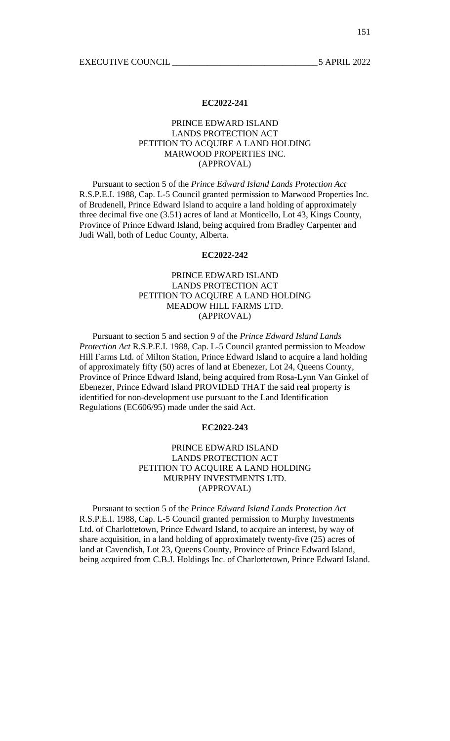**EC2022-241**

PRINCE EDWARD ISLAND
LANDS PROTECTION ACT
PETITION TO ACQUIRE A LAND HOLDING
MARWOOD PROPERTIES INC.
(APPROVAL)

Pursuant to section 5 of the *Prince Edward Island Lands Protection Act* R.S.P.E.I. 1988, Cap. L-5 Council granted permission to Marwood Properties Inc. of Brudenell, Prince Edward Island to acquire a land holding of approximately three decimal five one (3.51) acres of land at Monticello, Lot 43, Kings County, Province of Prince Edward Island, being acquired from Bradley Carpenter and Judi Wall, both of Leduc County, Alberta.

**EC2022-242**

PRINCE EDWARD ISLAND
LANDS PROTECTION ACT
PETITION TO ACQUIRE A LAND HOLDING
MEADOW HILL FARMS LTD.
(APPROVAL)

Pursuant to section 5 and section 9 of the *Prince Edward Island Lands Protection Act* R.S.P.E.I. 1988, Cap. L-5 Council granted permission to Meadow Hill Farms Ltd. of Milton Station, Prince Edward Island to acquire a land holding of approximately fifty (50) acres of land at Ebenezer, Lot 24, Queens County, Province of Prince Edward Island, being acquired from Rosa-Lynn Van Ginkel of Ebenezer, Prince Edward Island PROVIDED THAT the said real property is identified for non-development use pursuant to the Land Identification Regulations (EC606/95) made under the said Act.

**EC2022-243**

PRINCE EDWARD ISLAND
LANDS PROTECTION ACT
PETITION TO ACQUIRE A LAND HOLDING
MURPHY INVESTMENTS LTD.
(APPROVAL)

Pursuant to section 5 of the *Prince Edward Island Lands Protection Act* R.S.P.E.I. 1988, Cap. L-5 Council granted permission to Murphy Investments Ltd. of Charlottetown, Prince Edward Island, to acquire an interest, by way of share acquisition, in a land holding of approximately twenty-five (25) acres of land at Cavendish, Lot 23, Queens County, Province of Prince Edward Island, being acquired from C.B.J. Holdings Inc. of Charlottetown, Prince Edward Island.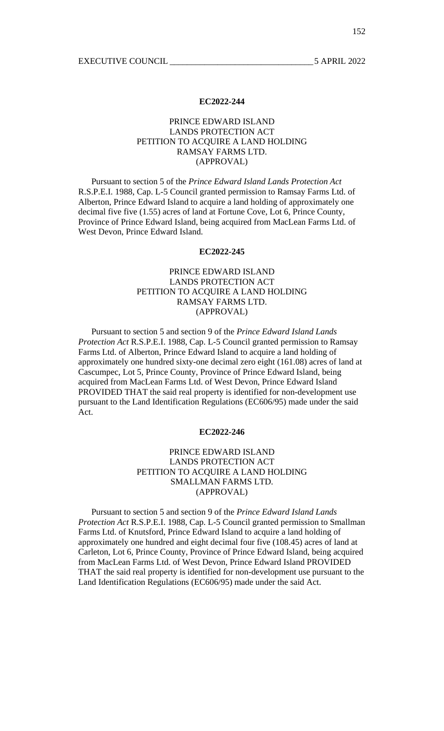**EC2022-244**

PRINCE EDWARD ISLAND
LANDS PROTECTION ACT
PETITION TO ACQUIRE A LAND HOLDING
RAMSAY FARMS LTD.
(APPROVAL)

Pursuant to section 5 of the *Prince Edward Island Lands Protection Act* R.S.P.E.I. 1988, Cap. L-5 Council granted permission to Ramsay Farms Ltd. of Alberton, Prince Edward Island to acquire a land holding of approximately one decimal five five (1.55) acres of land at Fortune Cove, Lot 6, Prince County, Province of Prince Edward Island, being acquired from MacLean Farms Ltd. of West Devon, Prince Edward Island.

**EC2022-245**

PRINCE EDWARD ISLAND
LANDS PROTECTION ACT
PETITION TO ACQUIRE A LAND HOLDING
RAMSAY FARMS LTD.
(APPROVAL)

Pursuant to section 5 and section 9 of the *Prince Edward Island Lands Protection Act* R.S.P.E.I. 1988, Cap. L-5 Council granted permission to Ramsay Farms Ltd. of Alberton, Prince Edward Island to acquire a land holding of approximately one hundred sixty-one decimal zero eight (161.08) acres of land at Cascumpec, Lot 5, Prince County, Province of Prince Edward Island, being acquired from MacLean Farms Ltd. of West Devon, Prince Edward Island PROVIDED THAT the said real property is identified for non-development use pursuant to the Land Identification Regulations (EC606/95) made under the said Act.

**EC2022-246**

PRINCE EDWARD ISLAND
LANDS PROTECTION ACT
PETITION TO ACQUIRE A LAND HOLDING
SMALLMAN FARMS LTD.
(APPROVAL)

Pursuant to section 5 and section 9 of the *Prince Edward Island Lands Protection Act* R.S.P.E.I. 1988, Cap. L-5 Council granted permission to Smallman Farms Ltd. of Knutsford, Prince Edward Island to acquire a land holding of approximately one hundred and eight decimal four five (108.45) acres of land at Carleton, Lot 6, Prince County, Province of Prince Edward Island, being acquired from MacLean Farms Ltd. of West Devon, Prince Edward Island PROVIDED THAT the said real property is identified for non-development use pursuant to the Land Identification Regulations (EC606/95) made under the said Act.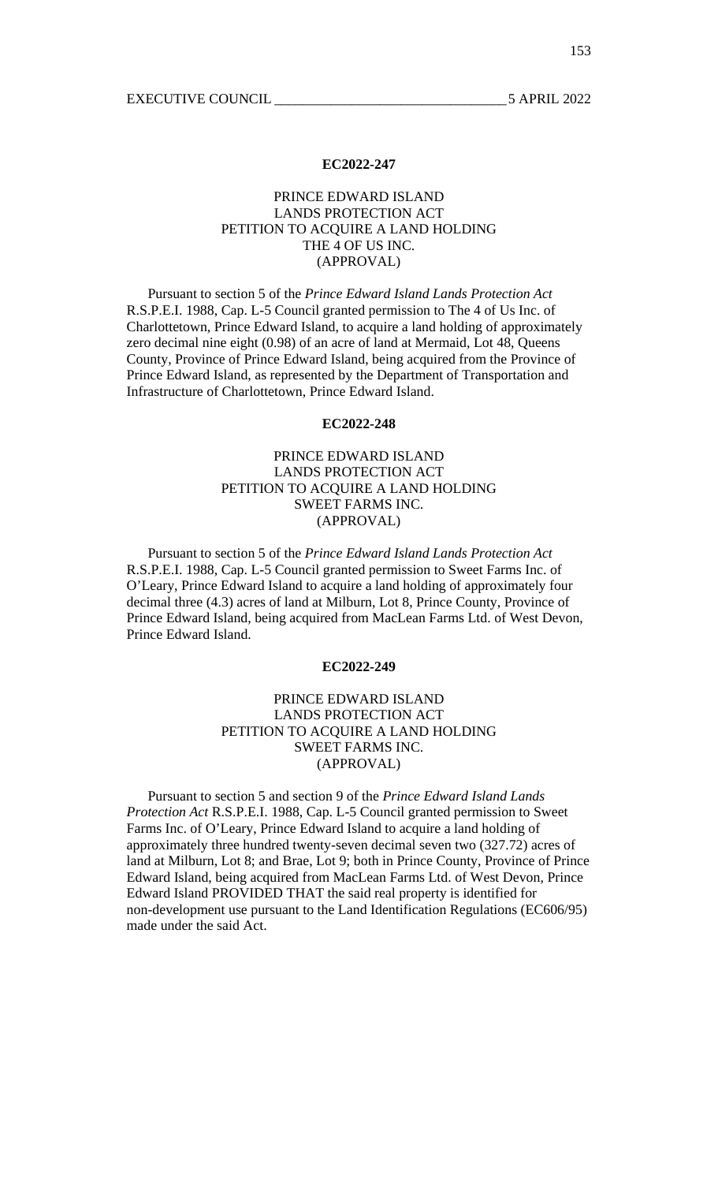**EC2022-247**

PRINCE EDWARD ISLAND
LANDS PROTECTION ACT
PETITION TO ACQUIRE A LAND HOLDING
THE 4 OF US INC.
(APPROVAL)

Pursuant to section 5 of the *Prince Edward Island Lands Protection Act* R.S.P.E.I. 1988, Cap. L-5 Council granted permission to The 4 of Us Inc. of Charlottetown, Prince Edward Island, to acquire a land holding of approximately zero decimal nine eight (0.98) of an acre of land at Mermaid, Lot 48, Queens County, Province of Prince Edward Island, being acquired from the Province of Prince Edward Island, as represented by the Department of Transportation and Infrastructure of Charlottetown, Prince Edward Island.

**EC2022-248**

PRINCE EDWARD ISLAND
LANDS PROTECTION ACT
PETITION TO ACQUIRE A LAND HOLDING
SWEET FARMS INC.
(APPROVAL)

Pursuant to section 5 of the *Prince Edward Island Lands Protection Act* R.S.P.E.I. 1988, Cap. L-5 Council granted permission to Sweet Farms Inc. of O'Leary, Prince Edward Island to acquire a land holding of approximately four decimal three (4.3) acres of land at Milburn, Lot 8, Prince County, Province of Prince Edward Island, being acquired from MacLean Farms Ltd. of West Devon, Prince Edward Island.

**EC2022-249**

PRINCE EDWARD ISLAND
LANDS PROTECTION ACT
PETITION TO ACQUIRE A LAND HOLDING
SWEET FARMS INC.
(APPROVAL)

Pursuant to section 5 and section 9 of the *Prince Edward Island Lands Protection Act* R.S.P.E.I. 1988, Cap. L-5 Council granted permission to Sweet Farms Inc. of O'Leary, Prince Edward Island to acquire a land holding of approximately three hundred twenty-seven decimal seven two (327.72) acres of land at Milburn, Lot 8; and Brae, Lot 9; both in Prince County, Province of Prince Edward Island, being acquired from MacLean Farms Ltd. of West Devon, Prince Edward Island PROVIDED THAT the said real property is identified for non-development use pursuant to the Land Identification Regulations (EC606/95) made under the said Act.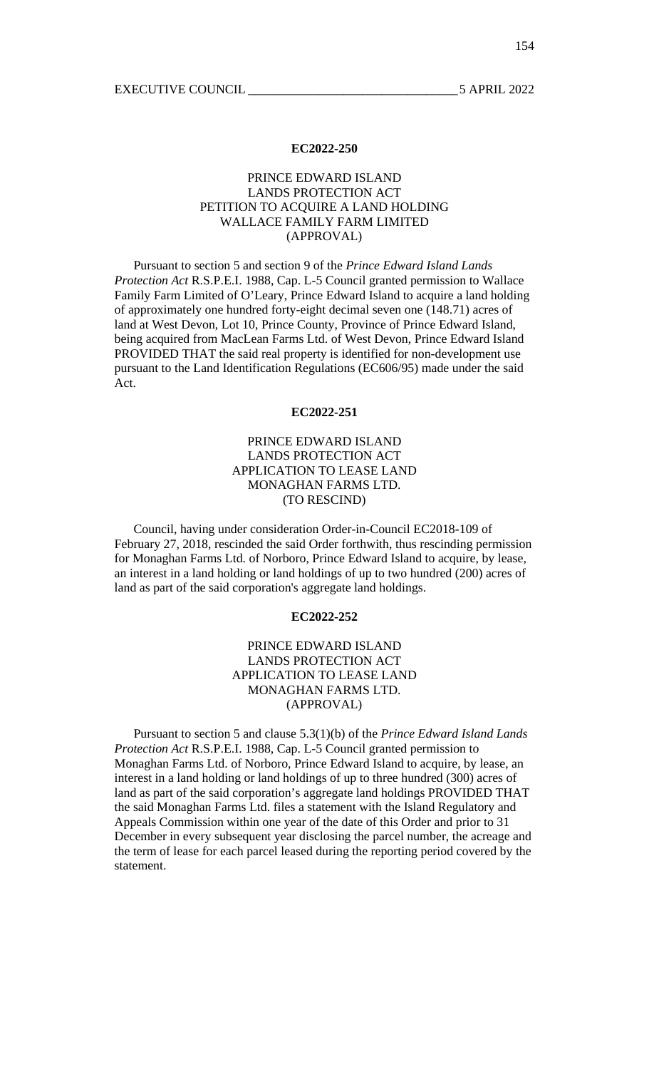**EC2022-250**

PRINCE EDWARD ISLAND
LANDS PROTECTION ACT
PETITION TO ACQUIRE A LAND HOLDING
WALLACE FAMILY FARM LIMITED
(APPROVAL)

Pursuant to section 5 and section 9 of the *Prince Edward Island Lands Protection Act* R.S.P.E.I. 1988, Cap. L-5 Council granted permission to Wallace Family Farm Limited of O'Leary, Prince Edward Island to acquire a land holding of approximately one hundred forty-eight decimal seven one (148.71) acres of land at West Devon, Lot 10, Prince County, Province of Prince Edward Island, being acquired from MacLean Farms Ltd. of West Devon, Prince Edward Island PROVIDED THAT the said real property is identified for non-development use pursuant to the Land Identification Regulations (EC606/95) made under the said Act.

**EC2022-251**

PRINCE EDWARD ISLAND
LANDS PROTECTION ACT
APPLICATION TO LEASE LAND
MONAGHAN FARMS LTD.
(TO RESCIND)

Council, having under consideration Order-in-Council EC2018-109 of February 27, 2018, rescinded the said Order forthwith, thus rescinding permission for Monaghan Farms Ltd. of Norboro, Prince Edward Island to acquire, by lease, an interest in a land holding or land holdings of up to two hundred (200) acres of land as part of the said corporation's aggregate land holdings.

**EC2022-252**

PRINCE EDWARD ISLAND
LANDS PROTECTION ACT
APPLICATION TO LEASE LAND
MONAGHAN FARMS LTD.
(APPROVAL)

Pursuant to section 5 and clause 5.3(1)(b) of the *Prince Edward Island Lands Protection Act* R.S.P.E.I. 1988, Cap. L-5 Council granted permission to Monaghan Farms Ltd. of Norboro, Prince Edward Island to acquire, by lease, an interest in a land holding or land holdings of up to three hundred (300) acres of land as part of the said corporation's aggregate land holdings PROVIDED THAT the said Monaghan Farms Ltd. files a statement with the Island Regulatory and Appeals Commission within one year of the date of this Order and prior to 31 December in every subsequent year disclosing the parcel number, the acreage and the term of lease for each parcel leased during the reporting period covered by the statement.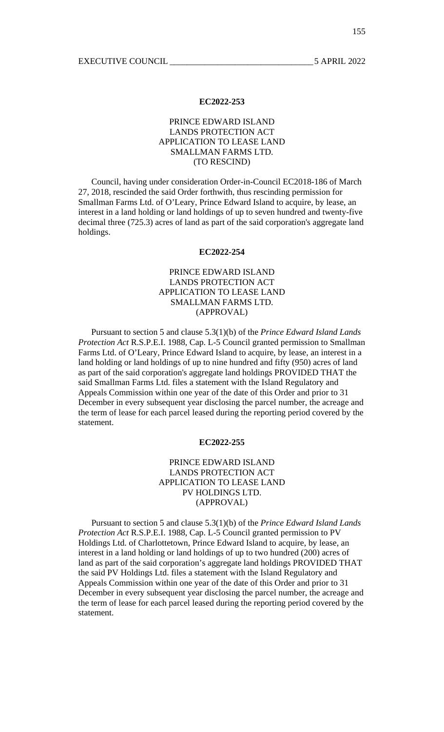**EC2022-253**

PRINCE EDWARD ISLAND
LANDS PROTECTION ACT
APPLICATION TO LEASE LAND
SMALLMAN FARMS LTD.
(TO RESCIND)

Council, having under consideration Order-in-Council EC2018-186 of March 27, 2018, rescinded the said Order forthwith, thus rescinding permission for Smallman Farms Ltd. of O'Leary, Prince Edward Island to acquire, by lease, an interest in a land holding or land holdings of up to seven hundred and twenty-five decimal three (725.3) acres of land as part of the said corporation's aggregate land holdings.

**EC2022-254**

PRINCE EDWARD ISLAND
LANDS PROTECTION ACT
APPLICATION TO LEASE LAND
SMALLMAN FARMS LTD.
(APPROVAL)

Pursuant to section 5 and clause 5.3(1)(b) of the *Prince Edward Island Lands Protection Act* R.S.P.E.I. 1988, Cap. L-5 Council granted permission to Smallman Farms Ltd. of O'Leary, Prince Edward Island to acquire, by lease, an interest in a land holding or land holdings of up to nine hundred and fifty (950) acres of land as part of the said corporation's aggregate land holdings PROVIDED THAT the said Smallman Farms Ltd. files a statement with the Island Regulatory and Appeals Commission within one year of the date of this Order and prior to 31 December in every subsequent year disclosing the parcel number, the acreage and the term of lease for each parcel leased during the reporting period covered by the statement.

**EC2022-255**

PRINCE EDWARD ISLAND
LANDS PROTECTION ACT
APPLICATION TO LEASE LAND
PV HOLDINGS LTD.
(APPROVAL)

Pursuant to section 5 and clause 5.3(1)(b) of the *Prince Edward Island Lands Protection Act* R.S.P.E.I. 1988, Cap. L-5 Council granted permission to PV Holdings Ltd. of Charlottetown, Prince Edward Island to acquire, by lease, an interest in a land holding or land holdings of up to two hundred (200) acres of land as part of the said corporation's aggregate land holdings PROVIDED THAT the said PV Holdings Ltd. files a statement with the Island Regulatory and Appeals Commission within one year of the date of this Order and prior to 31 December in every subsequent year disclosing the parcel number, the acreage and the term of lease for each parcel leased during the reporting period covered by the statement.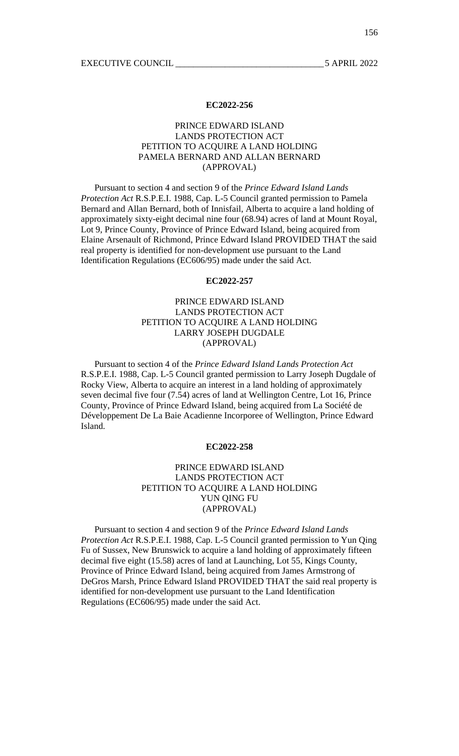**EC2022-256**

PRINCE EDWARD ISLAND
LANDS PROTECTION ACT
PETITION TO ACQUIRE A LAND HOLDING
PAMELA BERNARD AND ALLAN BERNARD
(APPROVAL)

Pursuant to section 4 and section 9 of the *Prince Edward Island Lands Protection Act* R.S.P.E.I. 1988, Cap. L-5 Council granted permission to Pamela Bernard and Allan Bernard, both of Innisfail, Alberta to acquire a land holding of approximately sixty-eight decimal nine four (68.94) acres of land at Mount Royal, Lot 9, Prince County, Province of Prince Edward Island, being acquired from Elaine Arsenault of Richmond, Prince Edward Island PROVIDED THAT the said real property is identified for non-development use pursuant to the Land Identification Regulations (EC606/95) made under the said Act.

**EC2022-257**

PRINCE EDWARD ISLAND
LANDS PROTECTION ACT
PETITION TO ACQUIRE A LAND HOLDING
LARRY JOSEPH DUGDALE
(APPROVAL)

Pursuant to section 4 of the *Prince Edward Island Lands Protection Act* R.S.P.E.I. 1988, Cap. L-5 Council granted permission to Larry Joseph Dugdale of Rocky View, Alberta to acquire an interest in a land holding of approximately seven decimal five four (7.54) acres of land at Wellington Centre, Lot 16, Prince County, Province of Prince Edward Island, being acquired from La Société de Développement De La Baie Acadienne Incorporee of Wellington, Prince Edward Island.

**EC2022-258**

PRINCE EDWARD ISLAND
LANDS PROTECTION ACT
PETITION TO ACQUIRE A LAND HOLDING
YUN QING FU
(APPROVAL)

Pursuant to section 4 and section 9 of the *Prince Edward Island Lands Protection Act* R.S.P.E.I. 1988, Cap. L-5 Council granted permission to Yun Qing Fu of Sussex, New Brunswick to acquire a land holding of approximately fifteen decimal five eight (15.58) acres of land at Launching, Lot 55, Kings County, Province of Prince Edward Island, being acquired from James Armstrong of DeGros Marsh, Prince Edward Island PROVIDED THAT the said real property is identified for non-development use pursuant to the Land Identification Regulations (EC606/95) made under the said Act.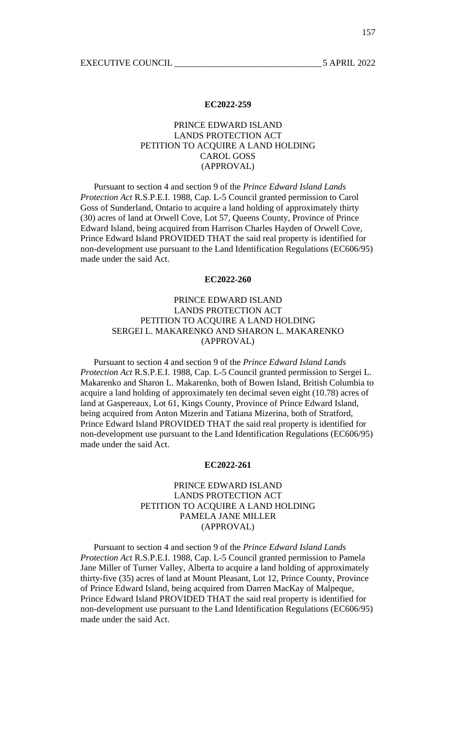**EC2022-259**

PRINCE EDWARD ISLAND
LANDS PROTECTION ACT
PETITION TO ACQUIRE A LAND HOLDING
CAROL GOSS
(APPROVAL)

Pursuant to section 4 and section 9 of the *Prince Edward Island Lands Protection Act* R.S.P.E.I. 1988, Cap. L-5 Council granted permission to Carol Goss of Sunderland, Ontario to acquire a land holding of approximately thirty (30) acres of land at Orwell Cove, Lot 57, Queens County, Province of Prince Edward Island, being acquired from Harrison Charles Hayden of Orwell Cove, Prince Edward Island PROVIDED THAT the said real property is identified for non-development use pursuant to the Land Identification Regulations (EC606/95) made under the said Act.

**EC2022-260**

PRINCE EDWARD ISLAND
LANDS PROTECTION ACT
PETITION TO ACQUIRE A LAND HOLDING
SERGEI L. MAKARENKO AND SHARON L. MAKARENKO
(APPROVAL)

Pursuant to section 4 and section 9 of the *Prince Edward Island Lands Protection Act* R.S.P.E.I. 1988, Cap. L-5 Council granted permission to Sergei L. Makarenko and Sharon L. Makarenko, both of Bowen Island, British Columbia to acquire a land holding of approximately ten decimal seven eight (10.78) acres of land at Gaspereaux, Lot 61, Kings County, Province of Prince Edward Island, being acquired from Anton Mizerin and Tatiana Mizerina, both of Stratford, Prince Edward Island PROVIDED THAT the said real property is identified for non-development use pursuant to the Land Identification Regulations (EC606/95) made under the said Act.

**EC2022-261**

PRINCE EDWARD ISLAND
LANDS PROTECTION ACT
PETITION TO ACQUIRE A LAND HOLDING
PAMELA JANE MILLER
(APPROVAL)

Pursuant to section 4 and section 9 of the *Prince Edward Island Lands Protection Act* R.S.P.E.I. 1988, Cap. L-5 Council granted permission to Pamela Jane Miller of Turner Valley, Alberta to acquire a land holding of approximately thirty-five (35) acres of land at Mount Pleasant, Lot 12, Prince County, Province of Prince Edward Island, being acquired from Darren MacKay of Malpeque, Prince Edward Island PROVIDED THAT the said real property is identified for non-development use pursuant to the Land Identification Regulations (EC606/95) made under the said Act.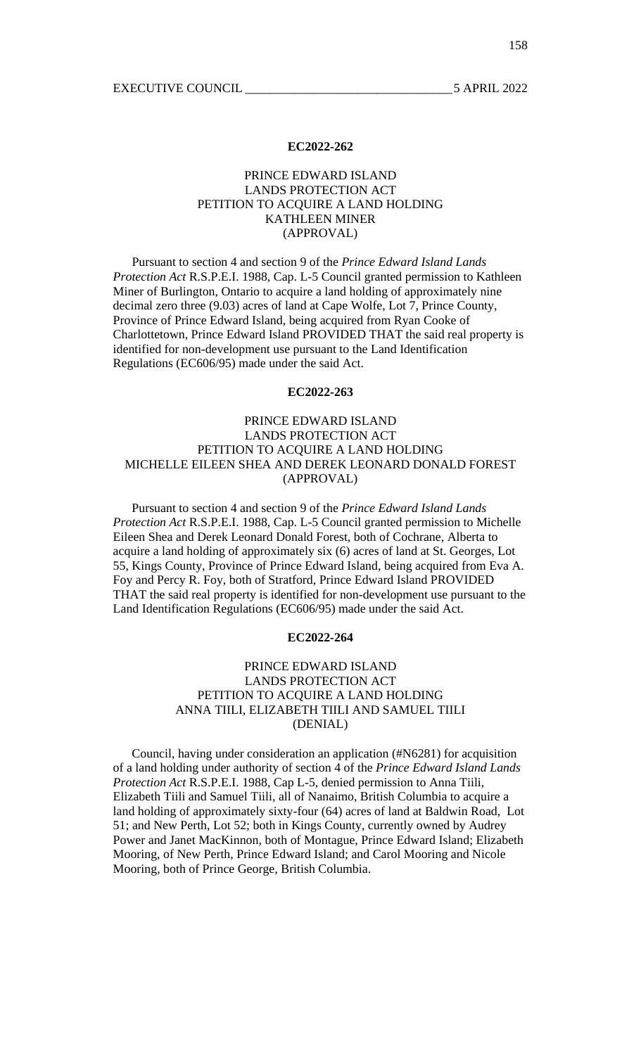**EC2022-262**

PRINCE EDWARD ISLAND
LANDS PROTECTION ACT
PETITION TO ACQUIRE A LAND HOLDING
KATHLEEN MINER
(APPROVAL)

Pursuant to section 4 and section 9 of the *Prince Edward Island Lands Protection Act* R.S.P.E.I. 1988, Cap. L-5 Council granted permission to Kathleen Miner of Burlington, Ontario to acquire a land holding of approximately nine decimal zero three (9.03) acres of land at Cape Wolfe, Lot 7, Prince County, Province of Prince Edward Island, being acquired from Ryan Cooke of Charlottetown, Prince Edward Island PROVIDED THAT the said real property is identified for non-development use pursuant to the Land Identification Regulations (EC606/95) made under the said Act.

**EC2022-263**

PRINCE EDWARD ISLAND
LANDS PROTECTION ACT
PETITION TO ACQUIRE A LAND HOLDING
MICHELLE EILEEN SHEA AND DEREK LEONARD DONALD FOREST
(APPROVAL)

Pursuant to section 4 and section 9 of the *Prince Edward Island Lands Protection Act* R.S.P.E.I. 1988, Cap. L-5 Council granted permission to Michelle Eileen Shea and Derek Leonard Donald Forest, both of Cochrane, Alberta to acquire a land holding of approximately six (6) acres of land at St. Georges, Lot 55, Kings County, Province of Prince Edward Island, being acquired from Eva A. Foy and Percy R. Foy, both of Stratford, Prince Edward Island PROVIDED THAT the said real property is identified for non-development use pursuant to the Land Identification Regulations (EC606/95) made under the said Act.

**EC2022-264**

PRINCE EDWARD ISLAND
LANDS PROTECTION ACT
PETITION TO ACQUIRE A LAND HOLDING
ANNA TIILI, ELIZABETH TIILI AND SAMUEL TIILI
(DENIAL)

Council, having under consideration an application (#N6281) for acquisition of a land holding under authority of section 4 of the *Prince Edward Island Lands Protection Act* R.S.P.E.I. 1988, Cap L-5, denied permission to Anna Tiili, Elizabeth Tiili and Samuel Tiili, all of Nanaimo, British Columbia to acquire a land holding of approximately sixty-four (64) acres of land at Baldwin Road, Lot 51; and New Perth, Lot 52; both in Kings County, currently owned by Audrey Power and Janet MacKinnon, both of Montague, Prince Edward Island; Elizabeth Mooring, of New Perth, Prince Edward Island; and Carol Mooring and Nicole Mooring, both of Prince George, British Columbia.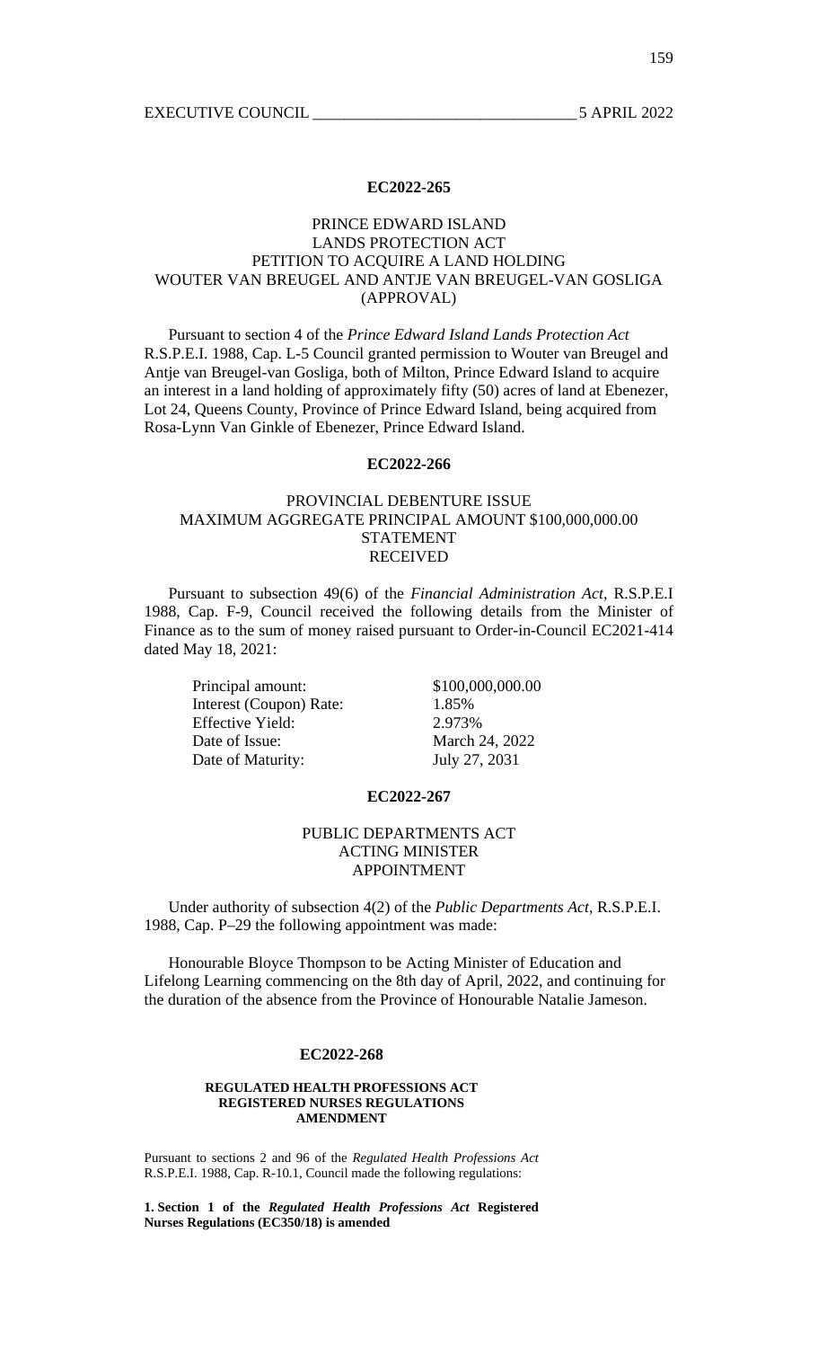## EC2022-265

**PRINCE EDWARD ISLAND
LANDS PROTECTION ACT
PETITION TO ACQUIRE A LAND HOLDING
WOUTER VAN BREUGEL AND ANTJE VAN BREUGEL-VAN GOSLIGA
(APPROVAL)**

Pursuant to section 4 of the *Prince Edward Island Lands Protection Act* R.S.P.E.I. 1988, Cap. L-5 Council granted permission to Wouter van Breugel and Antje van Breugel-van Gosliga, both of Milton, Prince Edward Island to acquire an interest in a land holding of approximately fifty (50) acres of land at Ebenezer, Lot 24, Queens County, Province of Prince Edward Island, being acquired from Rosa-Lynn Van Ginkle of Ebenezer, Prince Edward Island.

## EC2022-266

**PROVINCIAL DEBENTURE ISSUE
MAXIMUM AGGREGATE PRINCIPAL AMOUNT $100,000,000.00
STATEMENT
RECEIVED**

Pursuant to subsection 49(6) of the *Financial Administration Act*, R.S.P.E.I 1988, Cap. F-9, Council received the following details from the Minister of Finance as to the sum of money raised pursuant to Order-in-Council EC2021-414 dated May 18, 2021:

| | |
|---|---|
| Principal amount: | $100,000,000.00 |
| Interest (Coupon) Rate: | 1.85% |
| Effective Yield: | 2.973% |
| Date of Issue: | March 24, 2022 |
| Date of Maturity: | July 27, 2031 |

## EC2022-267

**PUBLIC DEPARTMENTS ACT
ACTING MINISTER
APPOINTMENT**

Under authority of subsection 4(2) of the *Public Departments Act*, R.S.P.E.I. 1988, Cap. P–29 the following appointment was made:

Honourable Bloyce Thompson to be Acting Minister of Education and Lifelong Learning commencing on the 8th day of April, 2022, and continuing for the duration of the absence from the Province of Honourable Natalie Jameson.

## EC2022-268

**REGULATED HEALTH PROFESSIONS ACT
REGISTERED NURSES REGULATIONS
AMENDMENT**

Pursuant to sections 2 and 96 of the *Regulated Health Professions Act* R.S.P.E.I. 1988, Cap. R-10.1, Council made the following regulations:

**1. Section 1 of the *Regulated Health Professions Act* Registered Nurses Regulations (EC350/18) is amended**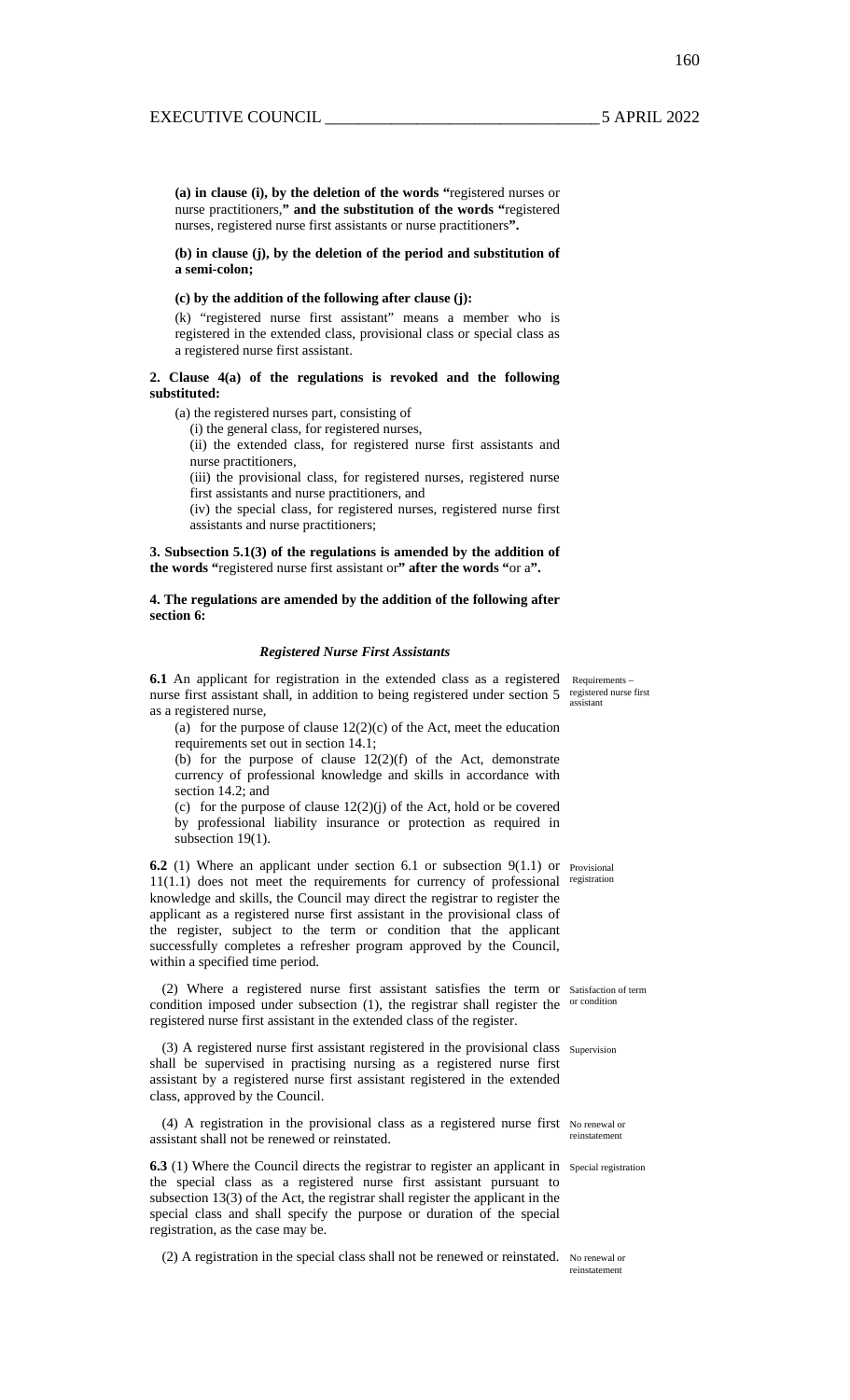**(a) in clause (i), by the deletion of the words "**registered nurses or nurse practitioners,**" and the substitution of the words "**registered nurses, registered nurse first assistants or nurse practitioners**".**

**(b) in clause (j), by the deletion of the period and substitution of a semi-colon;**

**(c) by the addition of the following after clause (j):**

(k) "registered nurse first assistant" means a member who is registered in the extended class, provisional class or special class as a registered nurse first assistant.

**2. Clause 4(a) of the regulations is revoked and the following substituted:**

(a) the registered nurses part, consisting of

(i) the general class, for registered nurses,

(ii) the extended class, for registered nurse first assistants and nurse practitioners,

(iii) the provisional class, for registered nurses, registered nurse first assistants and nurse practitioners, and

(iv) the special class, for registered nurses, registered nurse first assistants and nurse practitioners;

**3. Subsection 5.1(3) of the regulations is amended by the addition of the words "**registered nurse first assistant or**" after the words "**or a**".**

**4. The regulations are amended by the addition of the following after section 6:**

***Registered Nurse First Assistants***

**6.1** An applicant for registration in the extended class as a registered nurse first assistant shall, in addition to being registered under section 5 as a registered nurse, *(Requirements – registered nurse first assistant)*

(a) for the purpose of clause 12(2)(c) of the Act, meet the education requirements set out in section 14.1;

(b) for the purpose of clause 12(2)(f) of the Act, demonstrate currency of professional knowledge and skills in accordance with section 14.2; and

(c) for the purpose of clause 12(2)(j) of the Act, hold or be covered by professional liability insurance or protection as required in subsection 19(1).

**6.2** (1) Where an applicant under section 6.1 or subsection 9(1.1) or 11(1.1) does not meet the requirements for currency of professional knowledge and skills, the Council may direct the registrar to register the applicant as a registered nurse first assistant in the provisional class of the register, subject to the term or condition that the applicant successfully completes a refresher program approved by the Council, within a specified time period. *(Provisional registration)*

(2) Where a registered nurse first assistant satisfies the term or condition imposed under subsection (1), the registrar shall register the registered nurse first assistant in the extended class of the register. *(Satisfaction of term or condition)*

(3) A registered nurse first assistant registered in the provisional class shall be supervised in practising nursing as a registered nurse first assistant by a registered nurse first assistant registered in the extended class, approved by the Council. *(Supervision)*

(4) A registration in the provisional class as a registered nurse first assistant shall not be renewed or reinstated. *(No renewal or reinstatement)*

**6.3** (1) Where the Council directs the registrar to register an applicant in the special class as a registered nurse first assistant pursuant to subsection 13(3) of the Act, the registrar shall register the applicant in the special class and shall specify the purpose or duration of the special registration, as the case may be. *(Special registration)*

(2) A registration in the special class shall not be renewed or reinstated. *(No renewal or reinstatement)*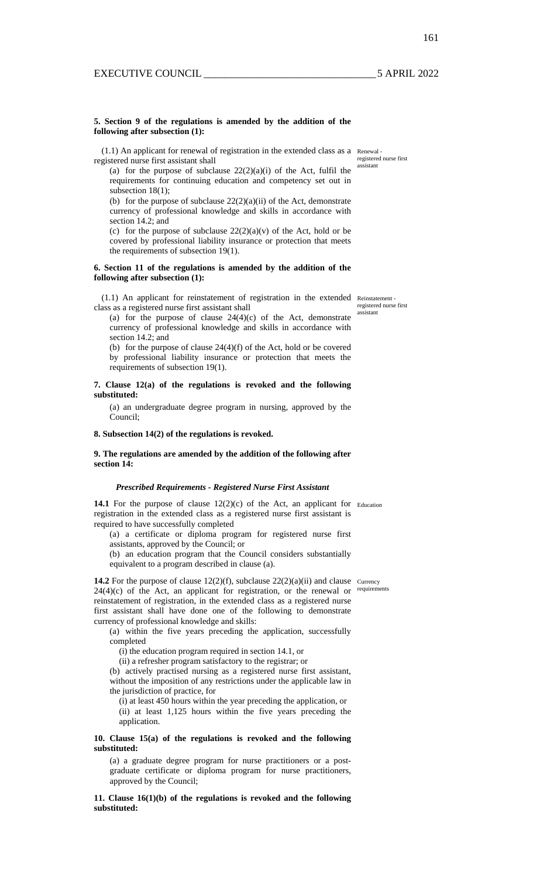**5. Section 9 of the regulations is amended by the addition of the following after subsection (1):**

(1.1) An applicant for renewal of registration in the extended class as a registered nurse first assistant shall

Renewal - registered nurse first assistant

(a) for the purpose of subclause 22(2)(a)(i) of the Act, fulfil the requirements for continuing education and competency set out in subsection 18(1);

(b) for the purpose of subclause 22(2)(a)(ii) of the Act, demonstrate currency of professional knowledge and skills in accordance with section 14.2; and

(c) for the purpose of subclause 22(2)(a)(v) of the Act, hold or be covered by professional liability insurance or protection that meets the requirements of subsection 19(1).

**6. Section 11 of the regulations is amended by the addition of the following after subsection (1):**

(1.1) An applicant for reinstatement of registration in the extended class as a registered nurse first assistant shall

Reinstatement - registered nurse first assistant

(a) for the purpose of clause 24(4)(c) of the Act, demonstrate currency of professional knowledge and skills in accordance with section 14.2; and

(b) for the purpose of clause 24(4)(f) of the Act, hold or be covered by professional liability insurance or protection that meets the requirements of subsection 19(1).

**7. Clause 12(a) of the regulations is revoked and the following substituted:**

(a) an undergraduate degree program in nursing, approved by the Council;

**8. Subsection 14(2) of the regulations is revoked.**

**9. The regulations are amended by the addition of the following after section 14:**

***Prescribed Requirements - Registered Nurse First Assistant***

**14.1** For the purpose of clause 12(2)(c) of the Act, an applicant for registration in the extended class as a registered nurse first assistant is required to have successfully completed

Education

(a) a certificate or diploma program for registered nurse first assistants, approved by the Council; or

(b) an education program that the Council considers substantially equivalent to a program described in clause (a).

**14.2** For the purpose of clause 12(2)(f), subclause 22(2)(a)(ii) and clause 24(4)(c) of the Act, an applicant for registration, or the renewal or reinstatement of registration, in the extended class as a registered nurse first assistant shall have done one of the following to demonstrate currency of professional knowledge and skills:

Currency requirements

(a) within the five years preceding the application, successfully completed

(i) the education program required in section 14.1, or

(ii) a refresher program satisfactory to the registrar; or

(b) actively practised nursing as a registered nurse first assistant, without the imposition of any restrictions under the applicable law in the jurisdiction of practice, for

(i) at least 450 hours within the year preceding the application, or

(ii) at least 1,125 hours within the five years preceding the application.

**10. Clause 15(a) of the regulations is revoked and the following substituted:**

(a) a graduate degree program for nurse practitioners or a post-graduate certificate or diploma program for nurse practitioners, approved by the Council;

**11. Clause 16(1)(b) of the regulations is revoked and the following substituted:**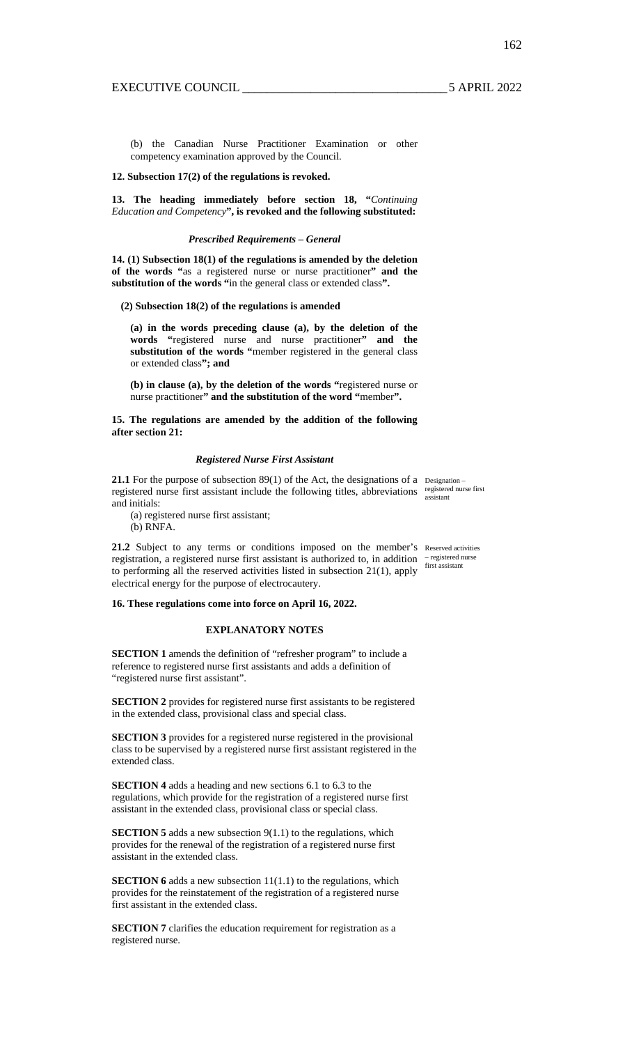(b) the Canadian Nurse Practitioner Examination or other competency examination approved by the Council.

**12. Subsection 17(2) of the regulations is revoked.**

**13. The heading immediately before section 18, "***Continuing Education and Competency***", is revoked and the following substituted:**

***Prescribed Requirements – General***

**14. (1) Subsection 18(1) of the regulations is amended by the deletion of the words "**as a registered nurse or nurse practitioner**" and the substitution of the words "**in the general class or extended class**".**

**(2) Subsection 18(2) of the regulations is amended**

**(a) in the words preceding clause (a), by the deletion of the words "**registered nurse and nurse practitioner**" and the substitution of the words "**member registered in the general class or extended class**"; and**

**(b) in clause (a), by the deletion of the words "**registered nurse or nurse practitioner**" and the substitution of the word "**member**".**

**15. The regulations are amended by the addition of the following after section 21:**

***Registered Nurse First Assistant***

**21.1** For the purpose of subsection 89(1) of the Act, the designations of a registered nurse first assistant include the following titles, abbreviations and initials:

(a) registered nurse first assistant;
(b) RNFA.

Designation – registered nurse first assistant

**21.2** Subject to any terms or conditions imposed on the member's registration, a registered nurse first assistant is authorized to, in addition to performing all the reserved activities listed in subsection 21(1), apply electrical energy for the purpose of electrocautery.

Reserved activities – registered nurse first assistant

**16. These regulations come into force on April 16, 2022.**

**EXPLANATORY NOTES**

**SECTION 1** amends the definition of "refresher program" to include a reference to registered nurse first assistants and adds a definition of "registered nurse first assistant".

**SECTION 2** provides for registered nurse first assistants to be registered in the extended class, provisional class and special class.

**SECTION 3** provides for a registered nurse registered in the provisional class to be supervised by a registered nurse first assistant registered in the extended class.

**SECTION 4** adds a heading and new sections 6.1 to 6.3 to the regulations, which provide for the registration of a registered nurse first assistant in the extended class, provisional class or special class.

**SECTION 5** adds a new subsection 9(1.1) to the regulations, which provides for the renewal of the registration of a registered nurse first assistant in the extended class.

**SECTION 6** adds a new subsection 11(1.1) to the regulations, which provides for the reinstatement of the registration of a registered nurse first assistant in the extended class.

**SECTION 7** clarifies the education requirement for registration as a registered nurse.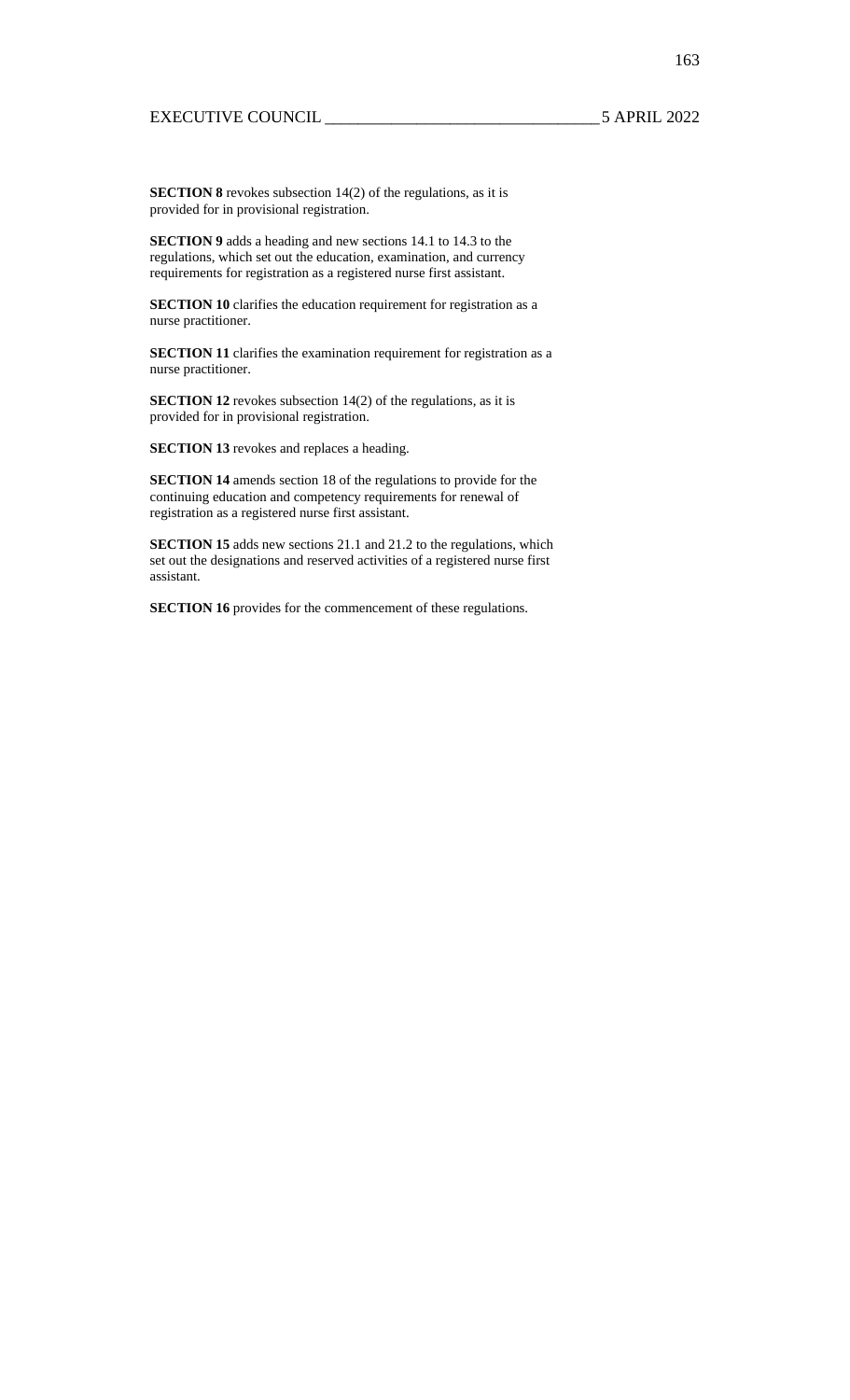**SECTION 8** revokes subsection 14(2) of the regulations, as it is provided for in provisional registration.

**SECTION 9** adds a heading and new sections 14.1 to 14.3 to the regulations, which set out the education, examination, and currency requirements for registration as a registered nurse first assistant.

**SECTION 10** clarifies the education requirement for registration as a nurse practitioner.

**SECTION 11** clarifies the examination requirement for registration as a nurse practitioner.

**SECTION 12** revokes subsection 14(2) of the regulations, as it is provided for in provisional registration.

**SECTION 13** revokes and replaces a heading.

**SECTION 14** amends section 18 of the regulations to provide for the continuing education and competency requirements for renewal of registration as a registered nurse first assistant.

**SECTION 15** adds new sections 21.1 and 21.2 to the regulations, which set out the designations and reserved activities of a registered nurse first assistant.

**SECTION 16** provides for the commencement of these regulations.